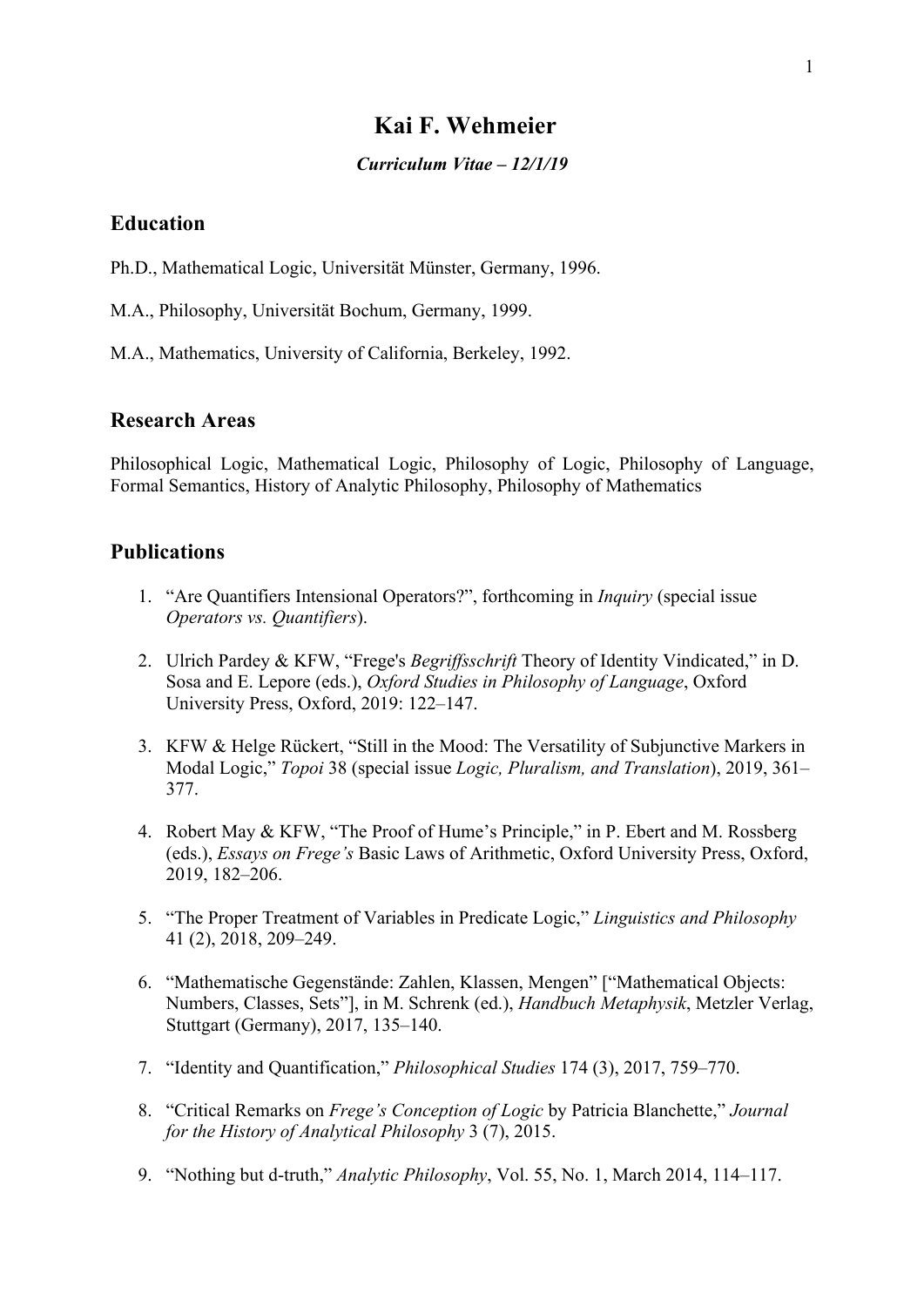# Kai F. Wehmeier

***Curriculum Vitae – 12/1/19***

## Education

Ph.D., Mathematical Logic, Universität Münster, Germany, 1996.

M.A., Philosophy, Universität Bochum, Germany, 1999.

M.A., Mathematics, University of California, Berkeley, 1992.

## Research Areas

Philosophical Logic, Mathematical Logic, Philosophy of Logic, Philosophy of Language, Formal Semantics, History of Analytic Philosophy, Philosophy of Mathematics

## Publications

1. "Are Quantifiers Intensional Operators?", forthcoming in *Inquiry* (special issue *Operators vs. Quantifiers*).

2. Ulrich Pardey & KFW, "Frege's *Begriffsschrift* Theory of Identity Vindicated," in D. Sosa and E. Lepore (eds.), *Oxford Studies in Philosophy of Language*, Oxford University Press, Oxford, 2019: 122–147.

3. KFW & Helge Rückert, "Still in the Mood: The Versatility of Subjunctive Markers in Modal Logic," *Topoi* 38 (special issue *Logic, Pluralism, and Translation*), 2019, 361–377.

4. Robert May & KFW, "The Proof of Hume's Principle," in P. Ebert and M. Rossberg (eds.), *Essays on Frege's* Basic Laws of Arithmetic, Oxford University Press, Oxford, 2019, 182–206.

5. "The Proper Treatment of Variables in Predicate Logic," *Linguistics and Philosophy* 41 (2), 2018, 209–249.

6. "Mathematische Gegenstände: Zahlen, Klassen, Mengen" ["Mathematical Objects: Numbers, Classes, Sets"], in M. Schrenk (ed.), *Handbuch Metaphysik*, Metzler Verlag, Stuttgart (Germany), 2017, 135–140.

7. "Identity and Quantification," *Philosophical Studies* 174 (3), 2017, 759–770.

8. "Critical Remarks on *Frege's Conception of Logic* by Patricia Blanchette," *Journal for the History of Analytical Philosophy* 3 (7), 2015.

9. "Nothing but d-truth," *Analytic Philosophy*, Vol. 55, No. 1, March 2014, 114–117.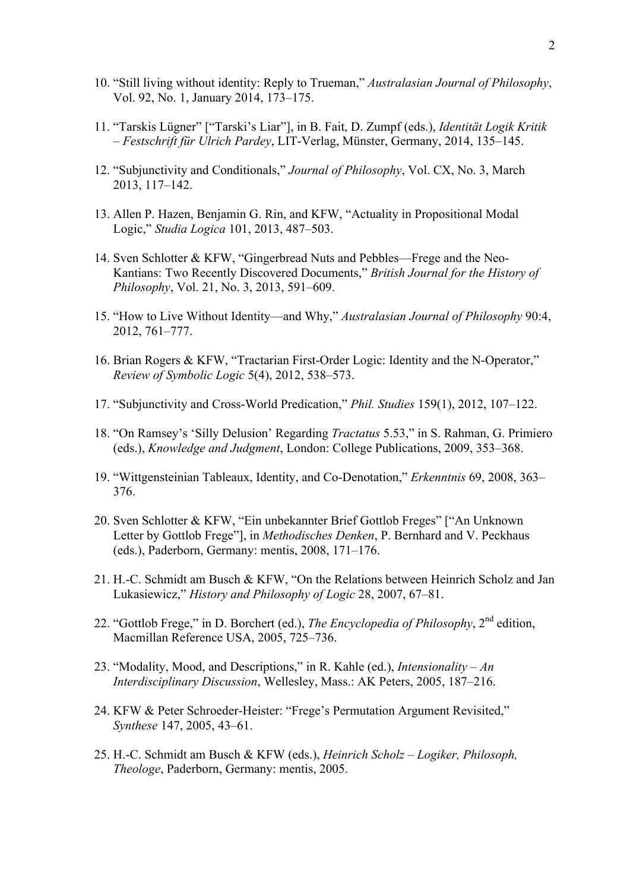10. "Still living without identity: Reply to Trueman," *Australasian Journal of Philosophy*, Vol. 92, No. 1, January 2014, 173–175.

11. "Tarskis Lügner" ["Tarski's Liar"], in B. Fait, D. Zumpf (eds.), *Identität Logik Kritik – Festschrift für Ulrich Pardey*, LIT-Verlag, Münster, Germany, 2014, 135–145.

12. "Subjunctivity and Conditionals," *Journal of Philosophy*, Vol. CX, No. 3, March 2013, 117–142.

13. Allen P. Hazen, Benjamin G. Rin, and KFW, "Actuality in Propositional Modal Logic," *Studia Logica* 101, 2013, 487–503.

14. Sven Schlotter & KFW, "Gingerbread Nuts and Pebbles—Frege and the Neo-Kantians: Two Recently Discovered Documents," *British Journal for the History of Philosophy*, Vol. 21, No. 3, 2013, 591–609.

15. "How to Live Without Identity—and Why," *Australasian Journal of Philosophy* 90:4, 2012, 761–777.

16. Brian Rogers & KFW, "Tractarian First-Order Logic: Identity and the N-Operator," *Review of Symbolic Logic* 5(4), 2012, 538–573.

17. "Subjunctivity and Cross-World Predication," *Phil. Studies* 159(1), 2012, 107–122.

18. "On Ramsey's 'Silly Delusion' Regarding *Tractatus* 5.53," in S. Rahman, G. Primiero (eds.), *Knowledge and Judgment*, London: College Publications, 2009, 353–368.

19. "Wittgensteinian Tableaux, Identity, and Co-Denotation," *Erkenntnis* 69, 2008, 363–376.

20. Sven Schlotter & KFW, "Ein unbekannter Brief Gottlob Freges" ["An Unknown Letter by Gottlob Frege"], in *Methodisches Denken*, P. Bernhard and V. Peckhaus (eds.), Paderborn, Germany: mentis, 2008, 171–176.

21. H.-C. Schmidt am Busch & KFW, "On the Relations between Heinrich Scholz and Jan Lukasiewicz," *History and Philosophy of Logic* 28, 2007, 67–81.

22. "Gottlob Frege," in D. Borchert (ed.), *The Encyclopedia of Philosophy*, 2nd edition, Macmillan Reference USA, 2005, 725–736.

23. "Modality, Mood, and Descriptions," in R. Kahle (ed.), *Intensionality – An Interdisciplinary Discussion*, Wellesley, Mass.: AK Peters, 2005, 187–216.

24. KFW & Peter Schroeder-Heister: "Frege's Permutation Argument Revisited," *Synthese* 147, 2005, 43–61.

25. H.-C. Schmidt am Busch & KFW (eds.), *Heinrich Scholz – Logiker, Philosoph, Theologe*, Paderborn, Germany: mentis, 2005.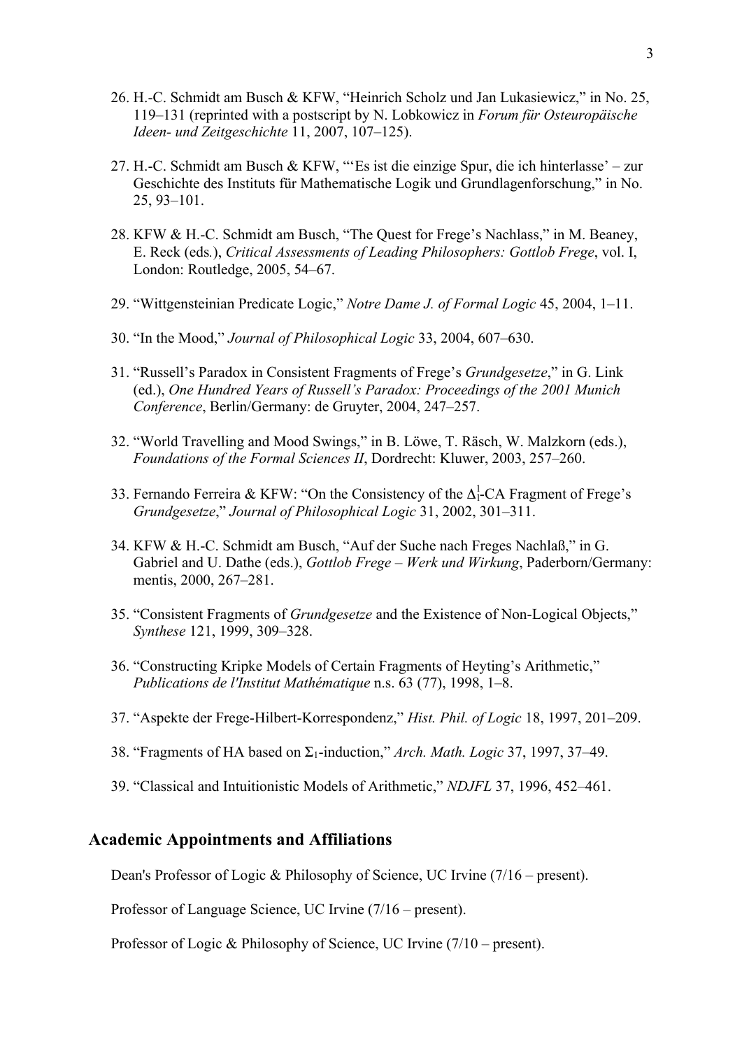26. H.-C. Schmidt am Busch & KFW, "Heinrich Scholz und Jan Lukasiewicz," in No. 25, 119–131 (reprinted with a postscript by N. Lobkowicz in *Forum für Osteuropäische Ideen- und Zeitgeschichte* 11, 2007, 107–125).

27. H.-C. Schmidt am Busch & KFW, "'Es ist die einzige Spur, die ich hinterlasse' – zur Geschichte des Instituts für Mathematische Logik und Grundlagenforschung," in No. 25, 93–101.

28. KFW & H.-C. Schmidt am Busch, "The Quest for Frege's Nachlass," in M. Beaney, E. Reck (eds.), *Critical Assessments of Leading Philosophers: Gottlob Frege*, vol. I, London: Routledge, 2005, 54–67.

29. "Wittgensteinian Predicate Logic," *Notre Dame J. of Formal Logic* 45, 2004, 1–11.

30. "In the Mood," *Journal of Philosophical Logic* 33, 2004, 607–630.

31. "Russell's Paradox in Consistent Fragments of Frege's *Grundgesetze*," in G. Link (ed.), *One Hundred Years of Russell's Paradox: Proceedings of the 2001 Munich Conference*, Berlin/Germany: de Gruyter, 2004, 247–257.

32. "World Travelling and Mood Swings," in B. Löwe, T. Räsch, W. Malzkorn (eds.), *Foundations of the Formal Sciences II*, Dordrecht: Kluwer, 2003, 257–260.

33. Fernando Ferreira & KFW: "On the Consistency of the $\Delta^1_1$-CA Fragment of Frege's *Grundgesetze*," *Journal of Philosophical Logic* 31, 2002, 301–311.

34. KFW & H.-C. Schmidt am Busch, "Auf der Suche nach Freges Nachlaß," in G. Gabriel and U. Dathe (eds.), *Gottlob Frege – Werk und Wirkung*, Paderborn/Germany: mentis, 2000, 267–281.

35. "Consistent Fragments of *Grundgesetze* and the Existence of Non-Logical Objects," *Synthese* 121, 1999, 309–328.

36. "Constructing Kripke Models of Certain Fragments of Heyting's Arithmetic," *Publications de l'Institut Mathématique* n.s. 63 (77), 1998, 1–8.

37. "Aspekte der Frege-Hilbert-Korrespondenz," *Hist. Phil. of Logic* 18, 1997, 201–209.

38. "Fragments of HA based on $\Sigma_1$-induction," *Arch. Math. Logic* 37, 1997, 37–49.

39. "Classical and Intuitionistic Models of Arithmetic," *NDJFL* 37, 1996, 452–461.

## Academic Appointments and Affiliations

Dean's Professor of Logic & Philosophy of Science, UC Irvine (7/16 – present).

Professor of Language Science, UC Irvine (7/16 – present).

Professor of Logic & Philosophy of Science, UC Irvine (7/10 – present).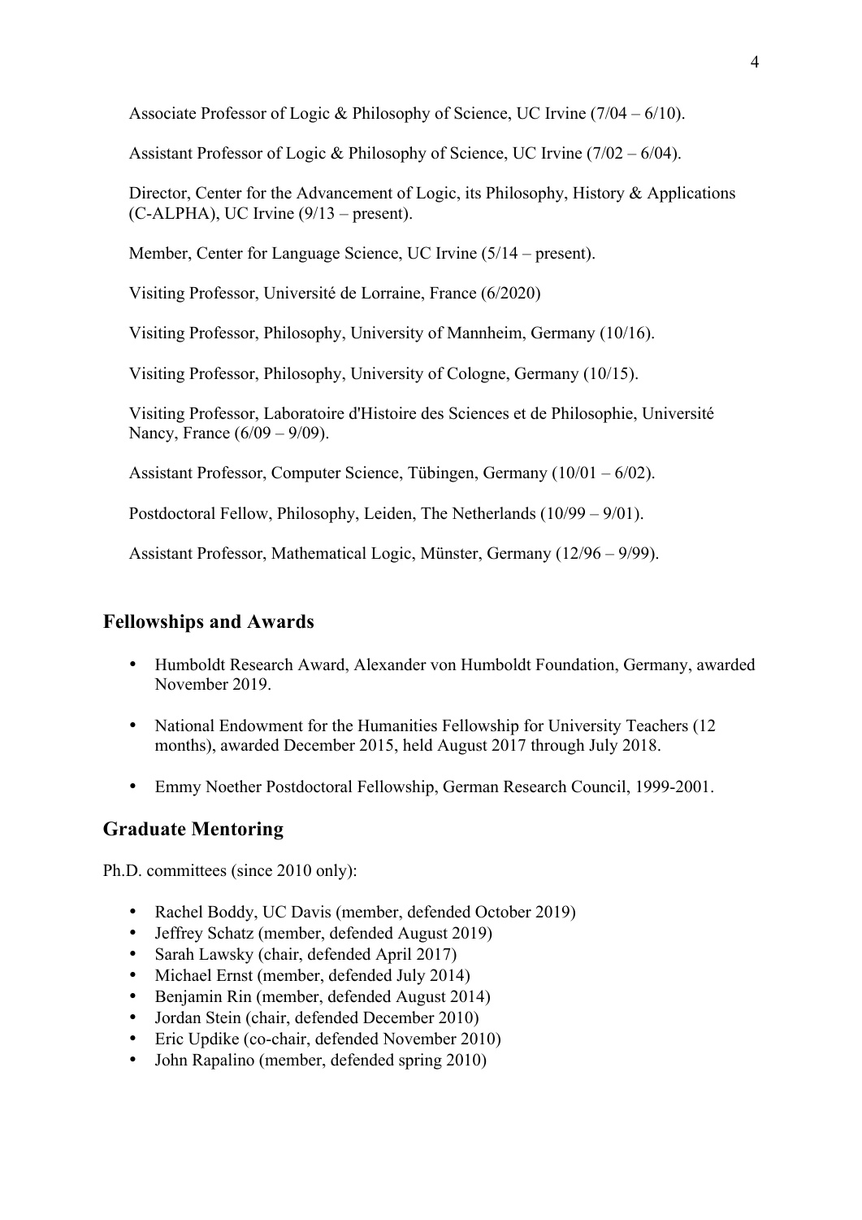Associate Professor of Logic & Philosophy of Science, UC Irvine (7/04 – 6/10).

Assistant Professor of Logic & Philosophy of Science, UC Irvine (7/02 – 6/04).

Director, Center for the Advancement of Logic, its Philosophy, History & Applications (C-ALPHA), UC Irvine (9/13 – present).

Member, Center for Language Science, UC Irvine (5/14 – present).

Visiting Professor, Université de Lorraine, France (6/2020)

Visiting Professor, Philosophy, University of Mannheim, Germany (10/16).

Visiting Professor, Philosophy, University of Cologne, Germany (10/15).

Visiting Professor, Laboratoire d'Histoire des Sciences et de Philosophie, Université Nancy, France (6/09 – 9/09).

Assistant Professor, Computer Science, Tübingen, Germany (10/01 – 6/02).

Postdoctoral Fellow, Philosophy, Leiden, The Netherlands (10/99 – 9/01).

Assistant Professor, Mathematical Logic, Münster, Germany (12/96 – 9/99).

## Fellowships and Awards

- Humboldt Research Award, Alexander von Humboldt Foundation, Germany, awarded November 2019.
- National Endowment for the Humanities Fellowship for University Teachers (12 months), awarded December 2015, held August 2017 through July 2018.
- Emmy Noether Postdoctoral Fellowship, German Research Council, 1999-2001.

## Graduate Mentoring

Ph.D. committees (since 2010 only):

- Rachel Boddy, UC Davis (member, defended October 2019)
- Jeffrey Schatz (member, defended August 2019)
- Sarah Lawsky (chair, defended April 2017)
- Michael Ernst (member, defended July 2014)
- Benjamin Rin (member, defended August 2014)
- Jordan Stein (chair, defended December 2010)
- Eric Updike (co-chair, defended November 2010)
- John Rapalino (member, defended spring 2010)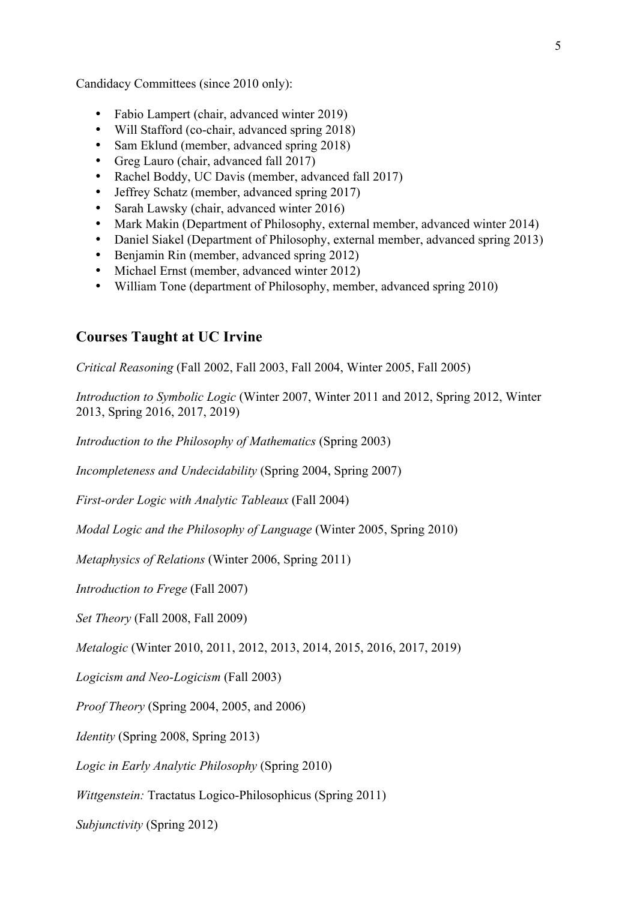Candidacy Committees (since 2010 only):

- Fabio Lampert (chair, advanced winter 2019)
- Will Stafford (co-chair, advanced spring 2018)
- Sam Eklund (member, advanced spring 2018)
- Greg Lauro (chair, advanced fall 2017)
- Rachel Boddy, UC Davis (member, advanced fall 2017)
- Jeffrey Schatz (member, advanced spring 2017)
- Sarah Lawsky (chair, advanced winter 2016)
- Mark Makin (Department of Philosophy, external member, advanced winter 2014)
- Daniel Siakel (Department of Philosophy, external member, advanced spring 2013)
- Benjamin Rin (member, advanced spring 2012)
- Michael Ernst (member, advanced winter 2012)
- William Tone (department of Philosophy, member, advanced spring 2010)

## Courses Taught at UC Irvine

*Critical Reasoning* (Fall 2002, Fall 2003, Fall 2004, Winter 2005, Fall 2005)

*Introduction to Symbolic Logic* (Winter 2007, Winter 2011 and 2012, Spring 2012, Winter 2013, Spring 2016, 2017, 2019)

*Introduction to the Philosophy of Mathematics* (Spring 2003)

*Incompleteness and Undecidability* (Spring 2004, Spring 2007)

*First-order Logic with Analytic Tableaux* (Fall 2004)

*Modal Logic and the Philosophy of Language* (Winter 2005, Spring 2010)

*Metaphysics of Relations* (Winter 2006, Spring 2011)

*Introduction to Frege* (Fall 2007)

*Set Theory* (Fall 2008, Fall 2009)

*Metalogic* (Winter 2010, 2011, 2012, 2013, 2014, 2015, 2016, 2017, 2019)

*Logicism and Neo-Logicism* (Fall 2003)

*Proof Theory* (Spring 2004, 2005, and 2006)

*Identity* (Spring 2008, Spring 2013)

*Logic in Early Analytic Philosophy* (Spring 2010)

*Wittgenstein:* Tractatus Logico-Philosophicus (Spring 2011)

*Subjunctivity* (Spring 2012)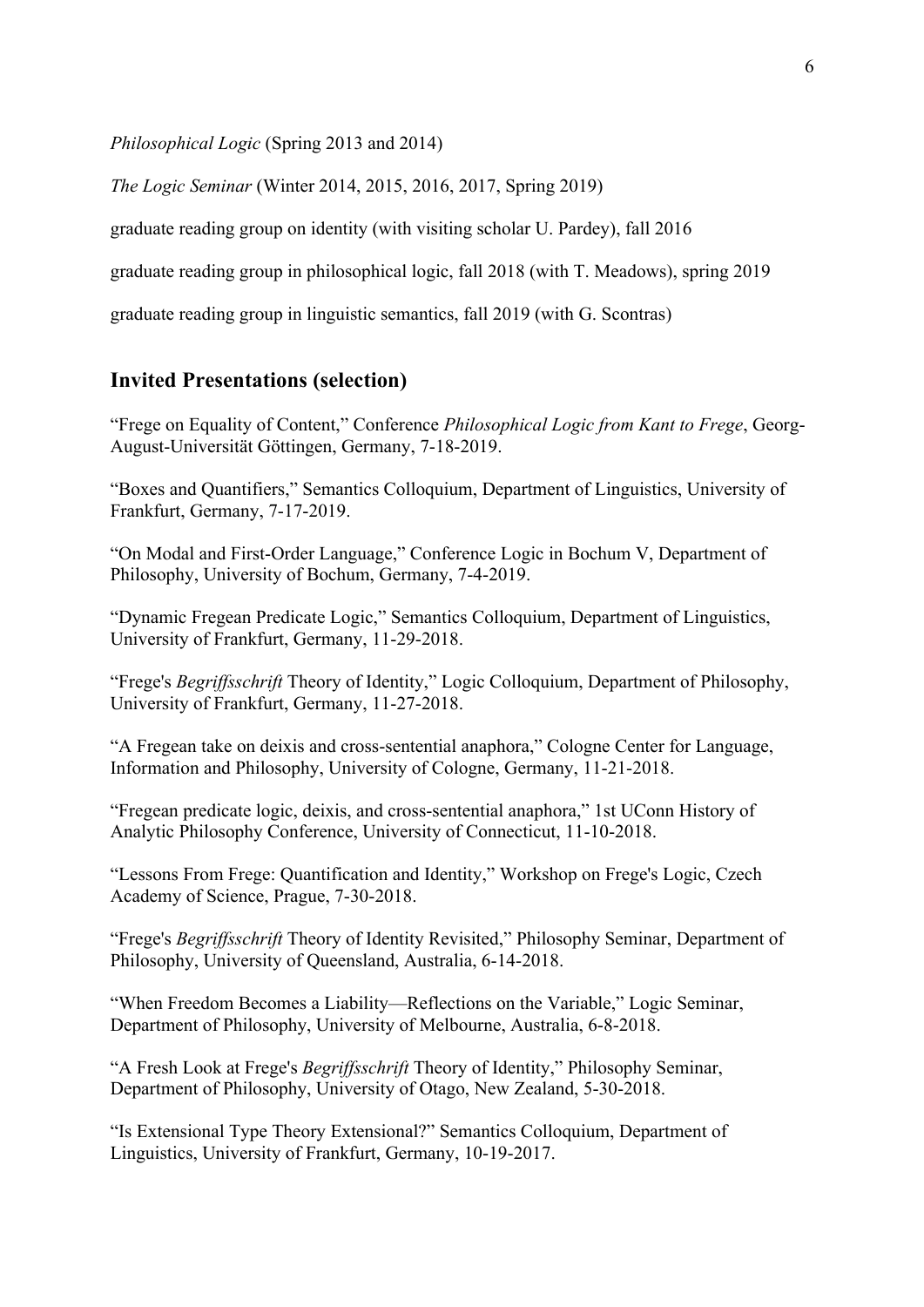*Philosophical Logic* (Spring 2013 and 2014)

*The Logic Seminar* (Winter 2014, 2015, 2016, 2017, Spring 2019)

graduate reading group on identity (with visiting scholar U. Pardey), fall 2016

graduate reading group in philosophical logic, fall 2018 (with T. Meadows), spring 2019

graduate reading group in linguistic semantics, fall 2019 (with G. Scontras)

## Invited Presentations (selection)

"Frege on Equality of Content," Conference *Philosophical Logic from Kant to Frege*, Georg-August-Universität Göttingen, Germany, 7-18-2019.

"Boxes and Quantifiers," Semantics Colloquium, Department of Linguistics, University of Frankfurt, Germany, 7-17-2019.

"On Modal and First-Order Language," Conference Logic in Bochum V, Department of Philosophy, University of Bochum, Germany, 7-4-2019.

"Dynamic Fregean Predicate Logic," Semantics Colloquium, Department of Linguistics, University of Frankfurt, Germany, 11-29-2018.

"Frege's *Begriffsschrift* Theory of Identity," Logic Colloquium, Department of Philosophy, University of Frankfurt, Germany, 11-27-2018.

"A Fregean take on deixis and cross-sentential anaphora," Cologne Center for Language, Information and Philosophy, University of Cologne, Germany, 11-21-2018.

"Fregean predicate logic, deixis, and cross-sentential anaphora," 1st UConn History of Analytic Philosophy Conference, University of Connecticut, 11-10-2018.

"Lessons From Frege: Quantification and Identity," Workshop on Frege's Logic, Czech Academy of Science, Prague, 7-30-2018.

"Frege's *Begriffsschrift* Theory of Identity Revisited," Philosophy Seminar, Department of Philosophy, University of Queensland, Australia, 6-14-2018.

"When Freedom Becomes a Liability—Reflections on the Variable," Logic Seminar, Department of Philosophy, University of Melbourne, Australia, 6-8-2018.

"A Fresh Look at Frege's *Begriffsschrift* Theory of Identity," Philosophy Seminar, Department of Philosophy, University of Otago, New Zealand, 5-30-2018.

"Is Extensional Type Theory Extensional?" Semantics Colloquium, Department of Linguistics, University of Frankfurt, Germany, 10-19-2017.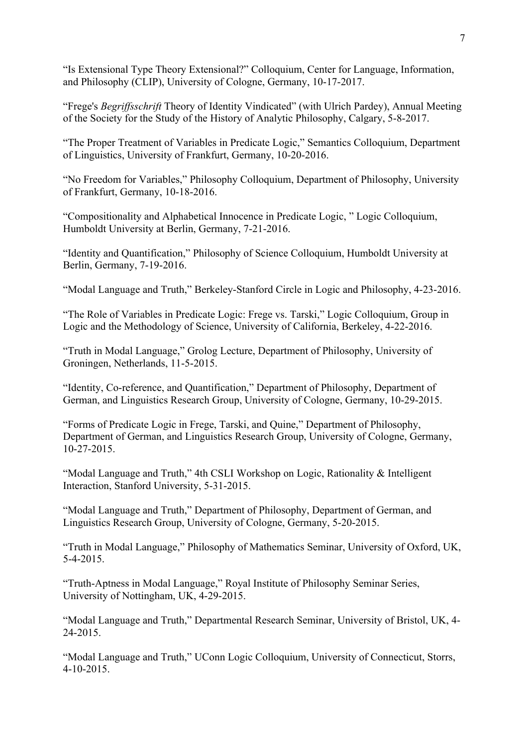“Is Extensional Type Theory Extensional?” Colloquium, Center for Language, Information, and Philosophy (CLIP), University of Cologne, Germany, 10-17-2017.

“Frege's *Begriffsschrift* Theory of Identity Vindicated” (with Ulrich Pardey), Annual Meeting of the Society for the Study of the History of Analytic Philosophy, Calgary, 5-8-2017.

“The Proper Treatment of Variables in Predicate Logic,” Semantics Colloquium, Department of Linguistics, University of Frankfurt, Germany, 10-20-2016.

“No Freedom for Variables,” Philosophy Colloquium, Department of Philosophy, University of Frankfurt, Germany, 10-18-2016.

“Compositionality and Alphabetical Innocence in Predicate Logic, ” Logic Colloquium, Humboldt University at Berlin, Germany, 7-21-2016.

“Identity and Quantification,” Philosophy of Science Colloquium, Humboldt University at Berlin, Germany, 7-19-2016.

“Modal Language and Truth,” Berkeley-Stanford Circle in Logic and Philosophy, 4-23-2016.

“The Role of Variables in Predicate Logic: Frege vs. Tarski,” Logic Colloquium, Group in Logic and the Methodology of Science, University of California, Berkeley, 4-22-2016.

“Truth in Modal Language,” Grolog Lecture, Department of Philosophy, University of Groningen, Netherlands, 11-5-2015.

“Identity, Co-reference, and Quantification,” Department of Philosophy, Department of German, and Linguistics Research Group, University of Cologne, Germany, 10-29-2015.

“Forms of Predicate Logic in Frege, Tarski, and Quine,” Department of Philosophy, Department of German, and Linguistics Research Group, University of Cologne, Germany, 10-27-2015.

“Modal Language and Truth,” 4th CSLI Workshop on Logic, Rationality & Intelligent Interaction, Stanford University, 5-31-2015.

“Modal Language and Truth,” Department of Philosophy, Department of German, and Linguistics Research Group, University of Cologne, Germany, 5-20-2015.

“Truth in Modal Language,” Philosophy of Mathematics Seminar, University of Oxford, UK, 5-4-2015.

“Truth-Aptness in Modal Language,” Royal Institute of Philosophy Seminar Series, University of Nottingham, UK, 4-29-2015.

“Modal Language and Truth,” Departmental Research Seminar, University of Bristol, UK, 4-24-2015.

“Modal Language and Truth,” UConn Logic Colloquium, University of Connecticut, Storrs, 4-10-2015.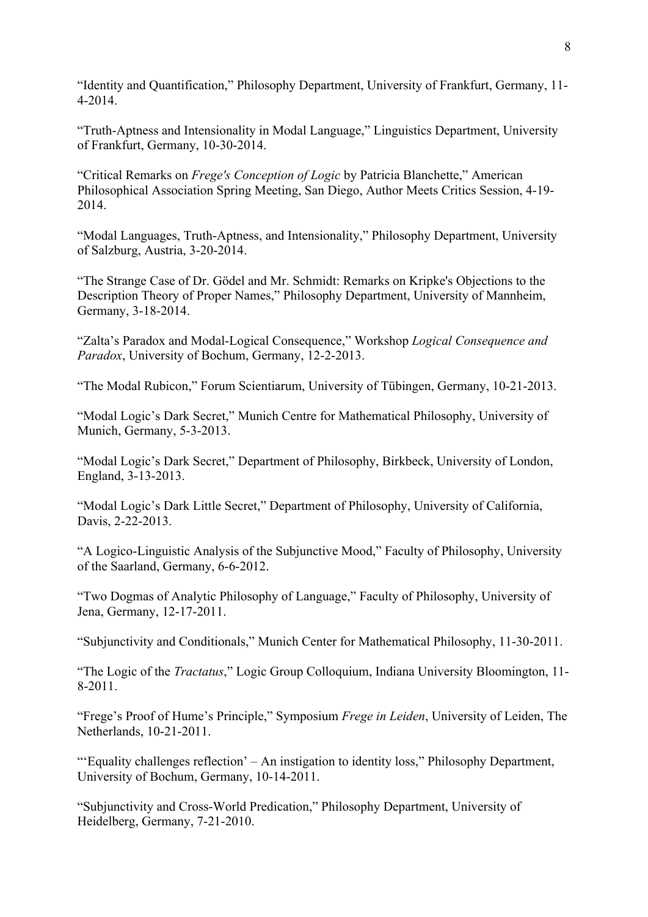"Identity and Quantification," Philosophy Department, University of Frankfurt, Germany, 11-4-2014.

"Truth-Aptness and Intensionality in Modal Language," Linguistics Department, University of Frankfurt, Germany, 10-30-2014.

"Critical Remarks on *Frege's Conception of Logic* by Patricia Blanchette," American Philosophical Association Spring Meeting, San Diego, Author Meets Critics Session, 4-19-2014.

"Modal Languages, Truth-Aptness, and Intensionality," Philosophy Department, University of Salzburg, Austria, 3-20-2014.

"The Strange Case of Dr. Gödel and Mr. Schmidt: Remarks on Kripke's Objections to the Description Theory of Proper Names," Philosophy Department, University of Mannheim, Germany, 3-18-2014.

"Zalta's Paradox and Modal-Logical Consequence," Workshop *Logical Consequence and Paradox*, University of Bochum, Germany, 12-2-2013.

"The Modal Rubicon," Forum Scientiarum, University of Tübingen, Germany, 10-21-2013.

"Modal Logic's Dark Secret," Munich Centre for Mathematical Philosophy, University of Munich, Germany, 5-3-2013.

"Modal Logic's Dark Secret," Department of Philosophy, Birkbeck, University of London, England, 3-13-2013.

"Modal Logic's Dark Little Secret," Department of Philosophy, University of California, Davis, 2-22-2013.

"A Logico-Linguistic Analysis of the Subjunctive Mood," Faculty of Philosophy, University of the Saarland, Germany, 6-6-2012.

"Two Dogmas of Analytic Philosophy of Language," Faculty of Philosophy, University of Jena, Germany, 12-17-2011.

"Subjunctivity and Conditionals," Munich Center for Mathematical Philosophy, 11-30-2011.

"The Logic of the *Tractatus*," Logic Group Colloquium, Indiana University Bloomington, 11-8-2011.

"Frege's Proof of Hume's Principle," Symposium *Frege in Leiden*, University of Leiden, The Netherlands, 10-21-2011.

"'Equality challenges reflection' – An instigation to identity loss," Philosophy Department, University of Bochum, Germany, 10-14-2011.

"Subjunctivity and Cross-World Predication," Philosophy Department, University of Heidelberg, Germany, 7-21-2010.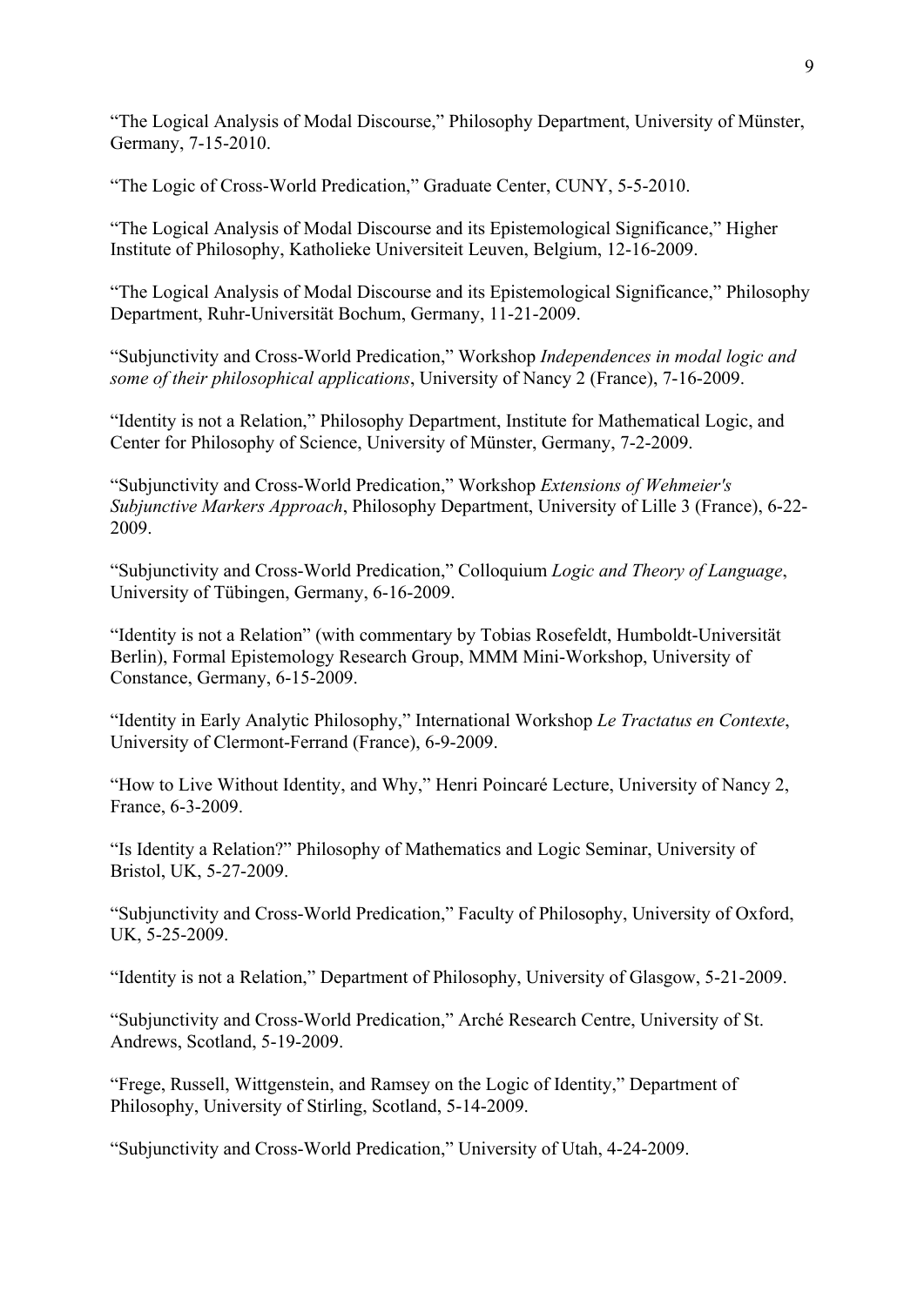"The Logical Analysis of Modal Discourse," Philosophy Department, University of Münster, Germany, 7-15-2010.

"The Logic of Cross-World Predication," Graduate Center, CUNY, 5-5-2010.

"The Logical Analysis of Modal Discourse and its Epistemological Significance," Higher Institute of Philosophy, Katholieke Universiteit Leuven, Belgium, 12-16-2009.

"The Logical Analysis of Modal Discourse and its Epistemological Significance," Philosophy Department, Ruhr-Universität Bochum, Germany, 11-21-2009.

"Subjunctivity and Cross-World Predication," Workshop *Independences in modal logic and some of their philosophical applications*, University of Nancy 2 (France), 7-16-2009.

"Identity is not a Relation," Philosophy Department, Institute for Mathematical Logic, and Center for Philosophy of Science, University of Münster, Germany, 7-2-2009.

"Subjunctivity and Cross-World Predication," Workshop *Extensions of Wehmeier's Subjunctive Markers Approach*, Philosophy Department, University of Lille 3 (France), 6-22-2009.

"Subjunctivity and Cross-World Predication," Colloquium *Logic and Theory of Language*, University of Tübingen, Germany, 6-16-2009.

"Identity is not a Relation" (with commentary by Tobias Rosefeldt, Humboldt-Universität Berlin), Formal Epistemology Research Group, MMM Mini-Workshop, University of Constance, Germany, 6-15-2009.

"Identity in Early Analytic Philosophy," International Workshop *Le Tractatus en Contexte*, University of Clermont-Ferrand (France), 6-9-2009.

"How to Live Without Identity, and Why," Henri Poincaré Lecture, University of Nancy 2, France, 6-3-2009.

"Is Identity a Relation?" Philosophy of Mathematics and Logic Seminar, University of Bristol, UK, 5-27-2009.

"Subjunctivity and Cross-World Predication," Faculty of Philosophy, University of Oxford, UK, 5-25-2009.

"Identity is not a Relation," Department of Philosophy, University of Glasgow, 5-21-2009.

"Subjunctivity and Cross-World Predication," Arché Research Centre, University of St. Andrews, Scotland, 5-19-2009.

"Frege, Russell, Wittgenstein, and Ramsey on the Logic of Identity," Department of Philosophy, University of Stirling, Scotland, 5-14-2009.

"Subjunctivity and Cross-World Predication," University of Utah, 4-24-2009.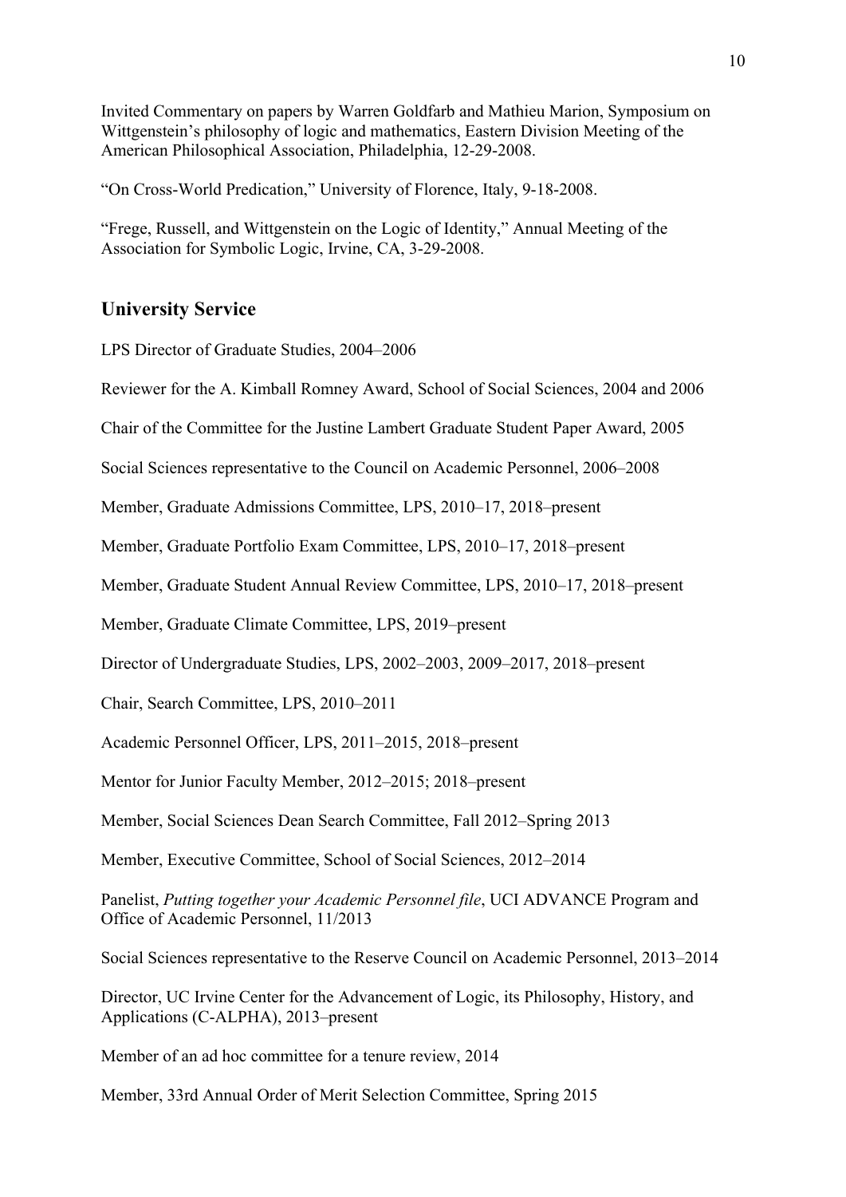Invited Commentary on papers by Warren Goldfarb and Mathieu Marion, Symposium on Wittgenstein's philosophy of logic and mathematics, Eastern Division Meeting of the American Philosophical Association, Philadelphia, 12-29-2008.

"On Cross-World Predication," University of Florence, Italy, 9-18-2008.

"Frege, Russell, and Wittgenstein on the Logic of Identity," Annual Meeting of the Association for Symbolic Logic, Irvine, CA, 3-29-2008.

## University Service

LPS Director of Graduate Studies, 2004–2006

Reviewer for the A. Kimball Romney Award, School of Social Sciences, 2004 and 2006

Chair of the Committee for the Justine Lambert Graduate Student Paper Award, 2005

Social Sciences representative to the Council on Academic Personnel, 2006–2008

Member, Graduate Admissions Committee, LPS, 2010–17, 2018–present

Member, Graduate Portfolio Exam Committee, LPS, 2010–17, 2018–present

Member, Graduate Student Annual Review Committee, LPS, 2010–17, 2018–present

Member, Graduate Climate Committee, LPS, 2019–present

Director of Undergraduate Studies, LPS, 2002–2003, 2009–2017, 2018–present

Chair, Search Committee, LPS, 2010–2011

Academic Personnel Officer, LPS, 2011–2015, 2018–present

Mentor for Junior Faculty Member, 2012–2015; 2018–present

Member, Social Sciences Dean Search Committee, Fall 2012–Spring 2013

Member, Executive Committee, School of Social Sciences, 2012–2014

Panelist, *Putting together your Academic Personnel file*, UCI ADVANCE Program and Office of Academic Personnel, 11/2013

Social Sciences representative to the Reserve Council on Academic Personnel, 2013–2014

Director, UC Irvine Center for the Advancement of Logic, its Philosophy, History, and Applications (C-ALPHA), 2013–present

Member of an ad hoc committee for a tenure review, 2014

Member, 33rd Annual Order of Merit Selection Committee, Spring 2015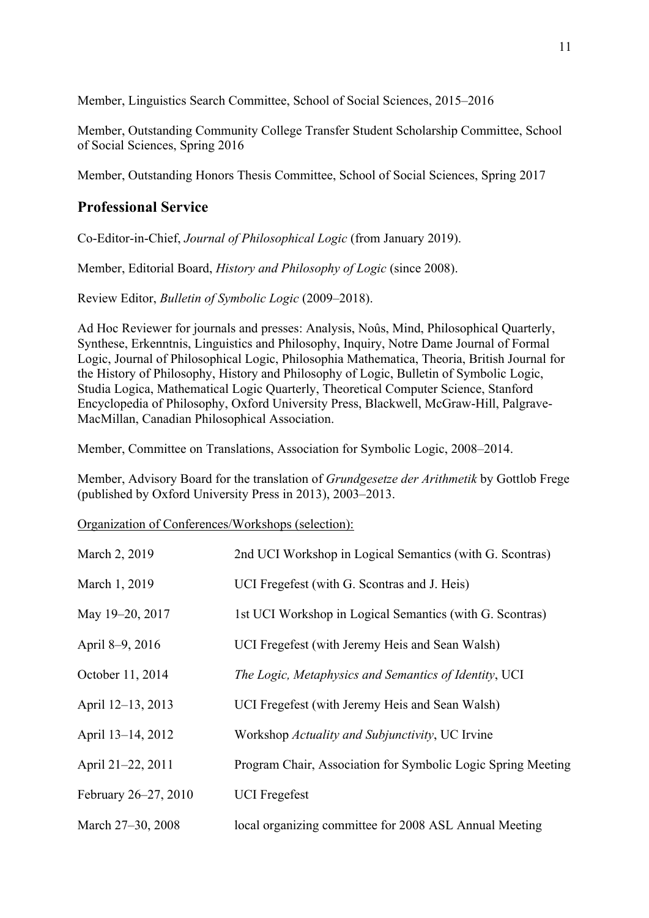Member, Linguistics Search Committee, School of Social Sciences, 2015–2016

Member, Outstanding Community College Transfer Student Scholarship Committee, School of Social Sciences, Spring 2016

Member, Outstanding Honors Thesis Committee, School of Social Sciences, Spring 2017

## Professional Service

Co-Editor-in-Chief, *Journal of Philosophical Logic* (from January 2019).

Member, Editorial Board, *History and Philosophy of Logic* (since 2008).

Review Editor, *Bulletin of Symbolic Logic* (2009–2018).

Ad Hoc Reviewer for journals and presses: Analysis, Noûs, Mind, Philosophical Quarterly, Synthese, Erkenntnis, Linguistics and Philosophy, Inquiry, Notre Dame Journal of Formal Logic, Journal of Philosophical Logic, Philosophia Mathematica, Theoria, British Journal for the History of Philosophy, History and Philosophy of Logic, Bulletin of Symbolic Logic, Studia Logica, Mathematical Logic Quarterly, Theoretical Computer Science, Stanford Encyclopedia of Philosophy, Oxford University Press, Blackwell, McGraw-Hill, Palgrave-MacMillan, Canadian Philosophical Association.

Member, Committee on Translations, Association for Symbolic Logic, 2008–2014.

Member, Advisory Board for the translation of *Grundgesetze der Arithmetik* by Gottlob Frege (published by Oxford University Press in 2013), 2003–2013.

<u>Organization of Conferences/Workshops (selection):</u>

| | |
|---|---|
| March 2, 2019 | 2nd UCI Workshop in Logical Semantics (with G. Scontras) |
| March 1, 2019 | UCI Fregefest (with G. Scontras and J. Heis) |
| May 19–20, 2017 | 1st UCI Workshop in Logical Semantics (with G. Scontras) |
| April 8–9, 2016 | UCI Fregefest (with Jeremy Heis and Sean Walsh) |
| October 11, 2014 | *The Logic, Metaphysics and Semantics of Identity*, UCI |
| April 12–13, 2013 | UCI Fregefest (with Jeremy Heis and Sean Walsh) |
| April 13–14, 2012 | Workshop *Actuality and Subjunctivity*, UC Irvine |
| April 21–22, 2011 | Program Chair, Association for Symbolic Logic Spring Meeting |
| February 26–27, 2010 | UCI Fregefest |
| March 27–30, 2008 | local organizing committee for 2008 ASL Annual Meeting |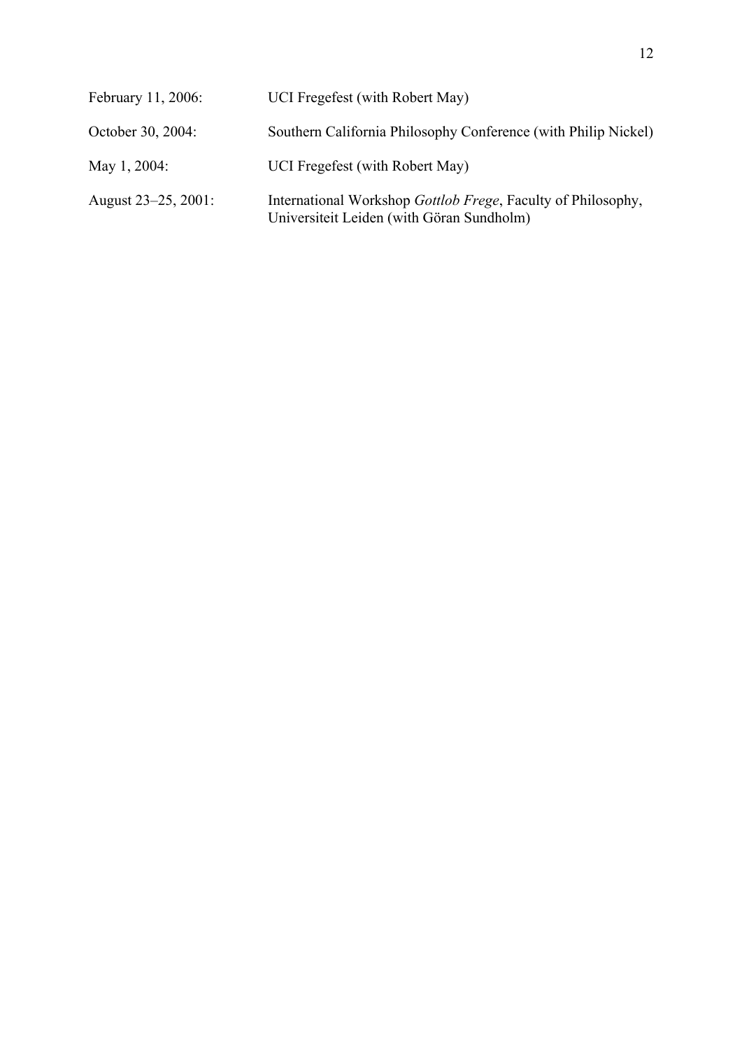| | |
|---|---|
| February 11, 2006: | UCI Fregefest (with Robert May) |
| October 30, 2004: | Southern California Philosophy Conference (with Philip Nickel) |
| May 1, 2004: | UCI Fregefest (with Robert May) |
| August 23–25, 2001: | International Workshop *Gottlob Frege*, Faculty of Philosophy, Universiteit Leiden (with Göran Sundholm) |